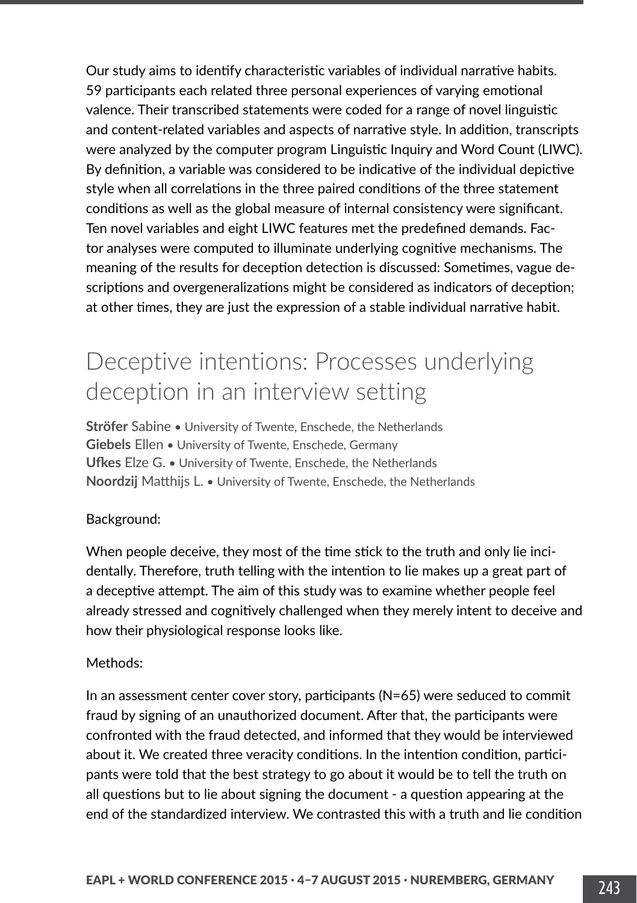Our study aims to identify characteristic variables of individual narrative habits. 59 participants each related three personal experiences of varying emotional valence. Their transcribed statements were coded for a range of novel linguistic and content-related variables and aspects of narrative style. In addition, transcripts were analyzed by the computer program Linguistic Inquiry and Word Count (LIWC). By definition, a variable was considered to be indicative of the individual depictive style when all correlations in the three paired conditions of the three statement conditions as well as the global measure of internal consistency were significant. Ten novel variables and eight LIWC features met the predefined demands. Factor analyses were computed to illuminate underlying cognitive mechanisms. The meaning of the results for deception detection is discussed: Sometimes, vague descriptions and overgeneralizations might be considered as indicators of deception; at other times, they are just the expression of a stable individual narrative habit.

## Deceptive intentions: Processes underlying deception in an interview setting

**Ströfer** Sabine • University of Twente, Enschede, the Netherlands
**Giebels** Ellen • University of Twente, Enschede, Germany
**Ufkes** Elze G. • University of Twente, Enschede, the Netherlands
**Noordzij** Matthijs L. • University of Twente, Enschede, the Netherlands

Background:

When people deceive, they most of the time stick to the truth and only lie incidentally. Therefore, truth telling with the intention to lie makes up a great part of a deceptive attempt. The aim of this study was to examine whether people feel already stressed and cognitively challenged when they merely intent to deceive and how their physiological response looks like.

Methods:

In an assessment center cover story, participants (N=65) were seduced to commit fraud by signing of an unauthorized document. After that, the participants were confronted with the fraud detected, and informed that they would be interviewed about it. We created three veracity conditions. In the intention condition, participants were told that the best strategy to go about it would be to tell the truth on all questions but to lie about signing the document - a question appearing at the end of the standardized interview. We contrasted this with a truth and lie condition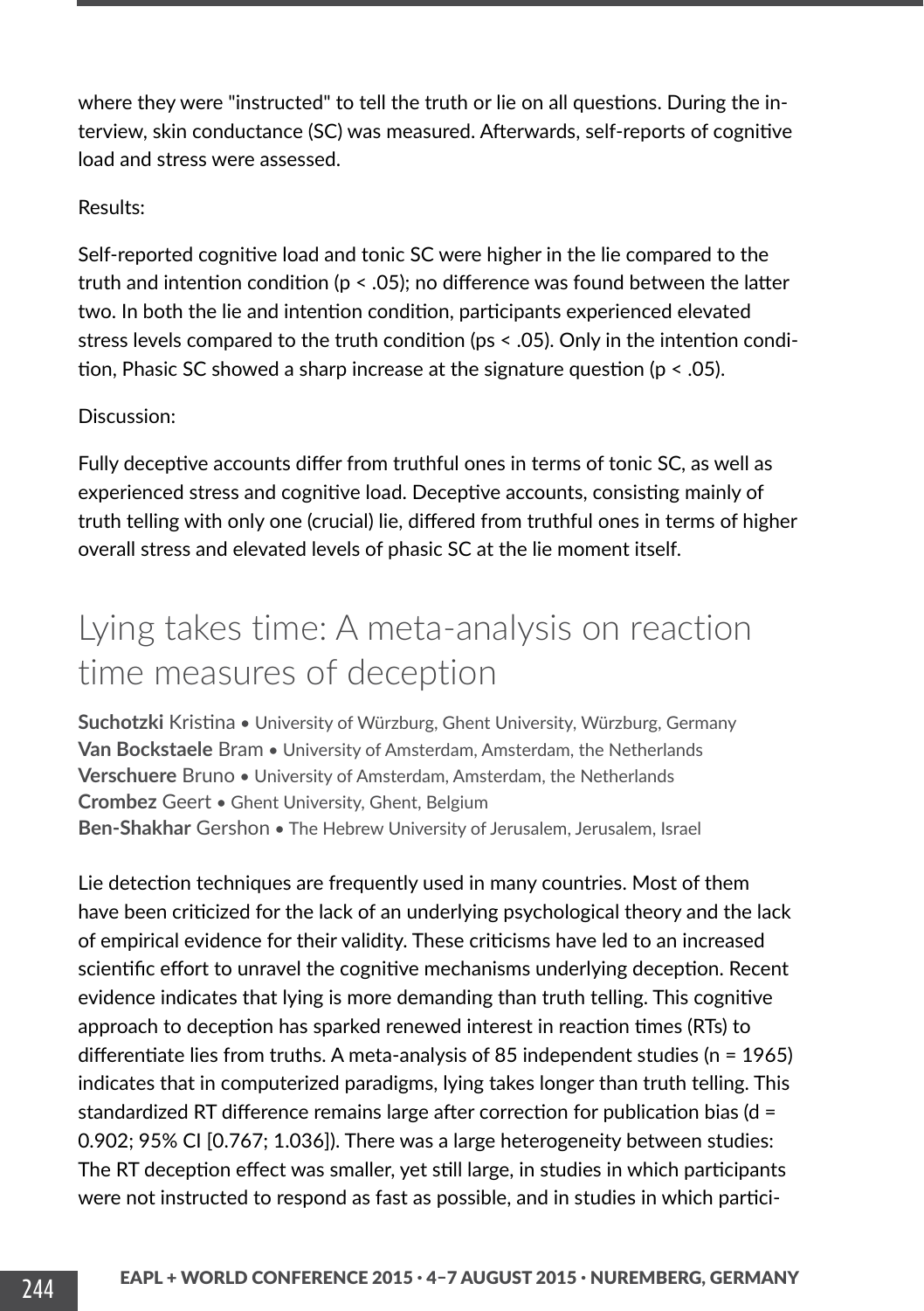where they were "instructed" to tell the truth or lie on all questions. During the interview, skin conductance (SC) was measured. Afterwards, self-reports of cognitive load and stress were assessed.

Results:

Self-reported cognitive load and tonic SC were higher in the lie compared to the truth and intention condition ($p < .05$); no difference was found between the latter two. In both the lie and intention condition, participants experienced elevated stress levels compared to the truth condition ($ps < .05$). Only in the intention condition, Phasic SC showed a sharp increase at the signature question ($p < .05$).

Discussion:

Fully deceptive accounts differ from truthful ones in terms of tonic SC, as well as experienced stress and cognitive load. Deceptive accounts, consisting mainly of truth telling with only one (crucial) lie, differed from truthful ones in terms of higher overall stress and elevated levels of phasic SC at the lie moment itself.

# Lying takes time: A meta-analysis on reaction time measures of deception

**Suchotzki** Kristina • University of Würzburg, Ghent University, Würzburg, Germany
**Van Bockstaele** Bram • University of Amsterdam, Amsterdam, the Netherlands
**Verschuere** Bruno • University of Amsterdam, Amsterdam, the Netherlands
**Crombez** Geert • Ghent University, Ghent, Belgium
**Ben-Shakhar** Gershon • The Hebrew University of Jerusalem, Jerusalem, Israel

Lie detection techniques are frequently used in many countries. Most of them have been criticized for the lack of an underlying psychological theory and the lack of empirical evidence for their validity. These criticisms have led to an increased scientific effort to unravel the cognitive mechanisms underlying deception. Recent evidence indicates that lying is more demanding than truth telling. This cognitive approach to deception has sparked renewed interest in reaction times (RTs) to differentiate lies from truths. A meta-analysis of 85 independent studies ($n = 1965$) indicates that in computerized paradigms, lying takes longer than truth telling. This standardized RT difference remains large after correction for publication bias ($d = 0.902$; 95% CI [0.767; 1.036]). There was a large heterogeneity between studies: The RT deception effect was smaller, yet still large, in studies in which participants were not instructed to respond as fast as possible, and in studies in which partici-